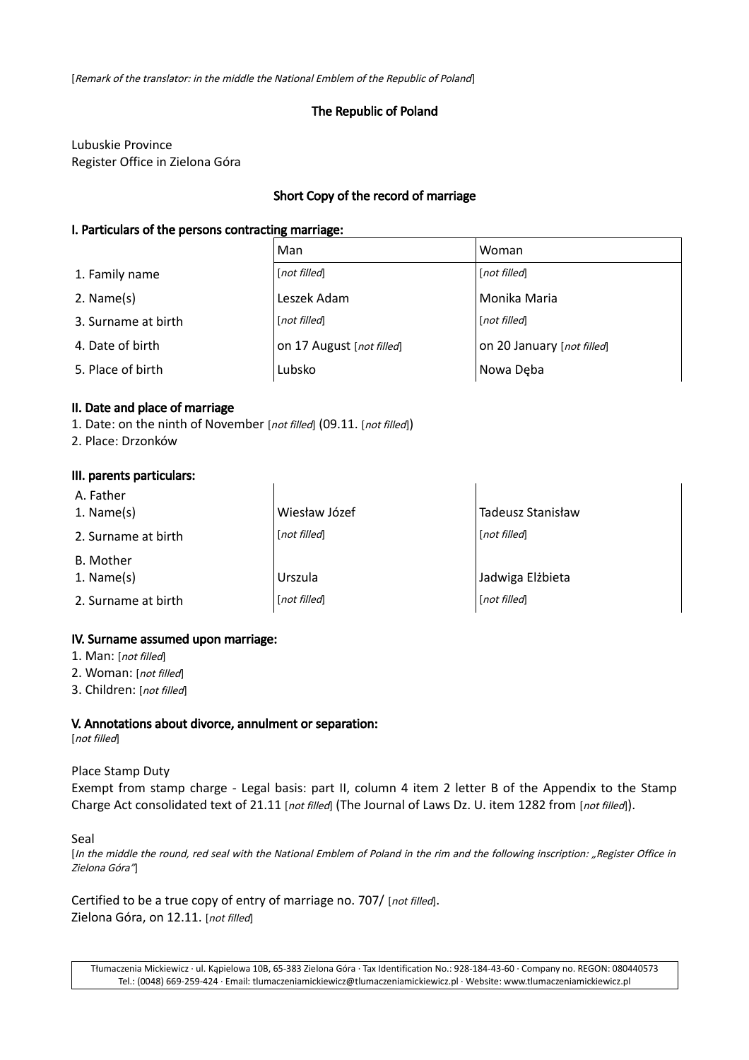[*Remark of the translator: in the middle the National Emblem of the Republic of Poland*]

## The Republic of Poland

Lubuskie Province
Register Office in Zielona Góra

## Short Copy of the record of marriage

### I. Particulars of the persons contracting marriage:

| | Man | Woman |
|---|---|---|
| 1. Family name | [*not filled*] | [*not filled*] |
| 2. Name(s) | Leszek Adam | Monika Maria |
| 3. Surname at birth | [*not filled*] | [*not filled*] |
| 4. Date of birth | on 17 August [*not filled*] | on 20 January [*not filled*] |
| 5. Place of birth | Lubsko | Nowa Dęba |

### II. Date and place of marriage

1. Date: on the ninth of November [*not filled*] (09.11. [*not filled*])
2. Place: Drzonków

### III. parents particulars:

| | | |
|---|---|---|
| A. Father<br>1. Name(s) | Wiesław Józef | Tadeusz Stanisław |
| 2. Surname at birth | [*not filled*] | [*not filled*] |
| B. Mother<br>1. Name(s) | Urszula | Jadwiga Elżbieta |
| 2. Surname at birth | [*not filled*] | [*not filled*] |

### IV. Surname assumed upon marriage:

1. Man: [*not filled*]
2. Woman: [*not filled*]
3. Children: [*not filled*]

### V. Annotations about divorce, annulment or separation:

[*not filled*]

Place Stamp Duty
Exempt from stamp charge - Legal basis: part II, column 4 item 2 letter B of the Appendix to the Stamp Charge Act consolidated text of 21.11 [*not filled*] (The Journal of Laws Dz. U. item 1282 from [*not filled*]).

Seal
[*In the middle the round, red seal with the National Emblem of Poland in the rim and the following inscription: „Register Office in Zielona Góra"*]

Certified to be a true copy of entry of marriage no. 707/ [*not filled*].
Zielona Góra, on 12.11. [*not filled*]

Tłumaczenia Mickiewicz · ul. Kąpielowa 10B, 65-383 Zielona Góra · Tax Identification No.: 928-184-43-60 · Company no. REGON: 080440573
Tel.: (0048) 669-259-424 · Email: tlumaczeniamickiewicz@tlumaczeniamickiewicz.pl · Website: www.tlumaczeniamickiewicz.pl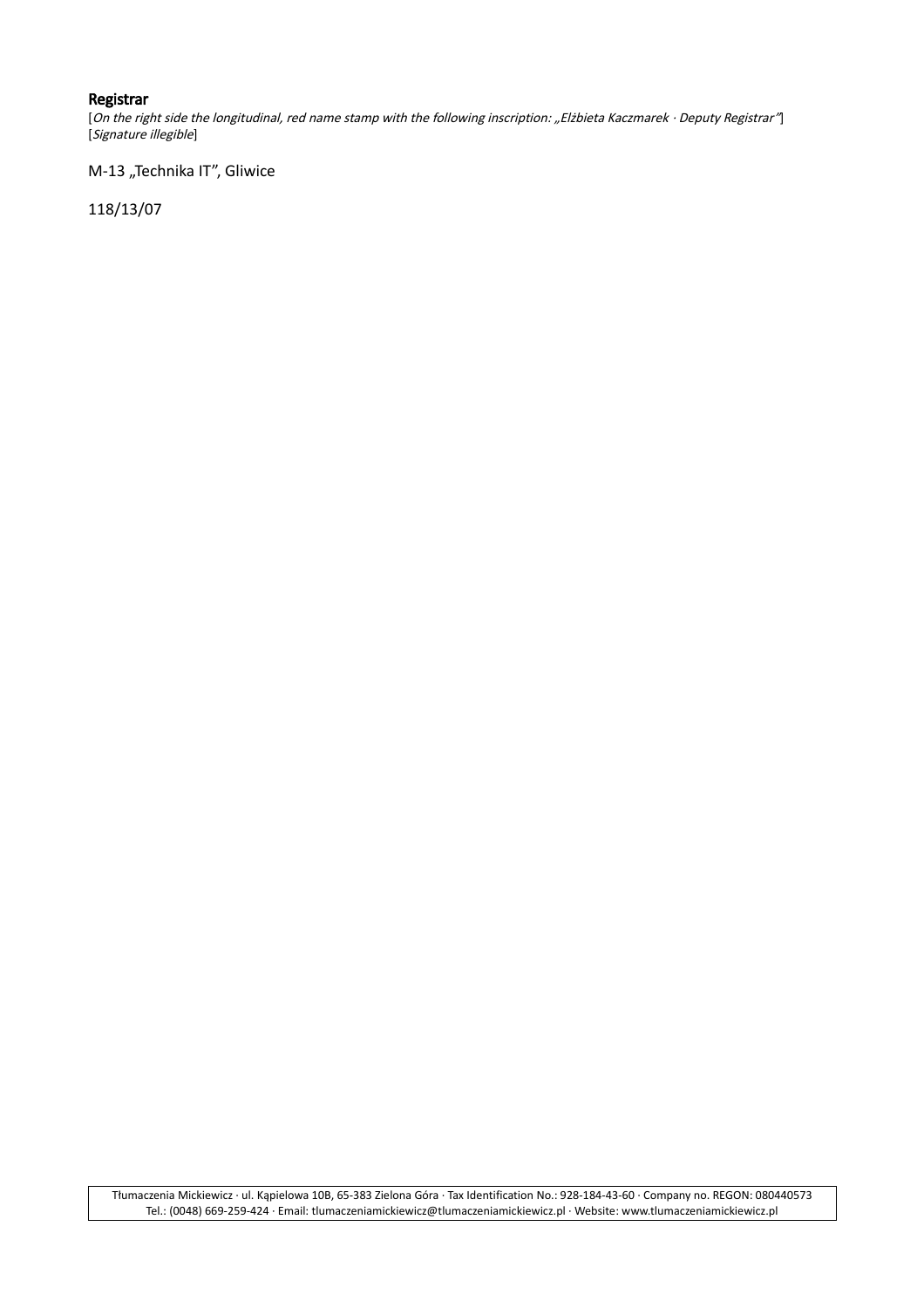**Registrar**
[*On the right side the longitudinal, red name stamp with the following inscription: „Elżbieta Kaczmarek · Deputy Registrar”*]
[*Signature illegible*]

M-13 „Technika IT”, Gliwice

118/13/07